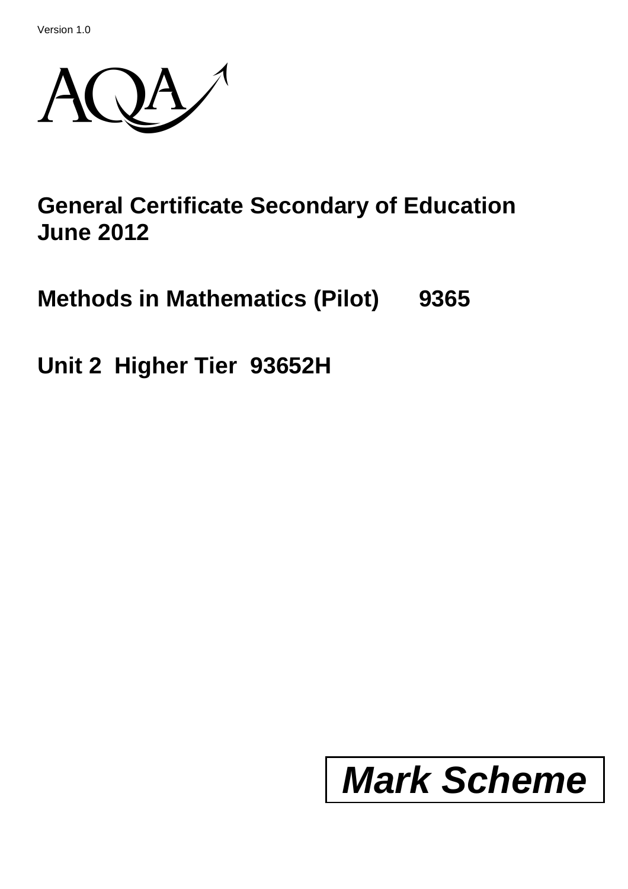Version 1.0

AQA

# General Certificate Secondary of Education
# June 2012

## Methods in Mathematics (Pilot) 9365

## Unit 2 Higher Tier 93652H

# *Mark Scheme*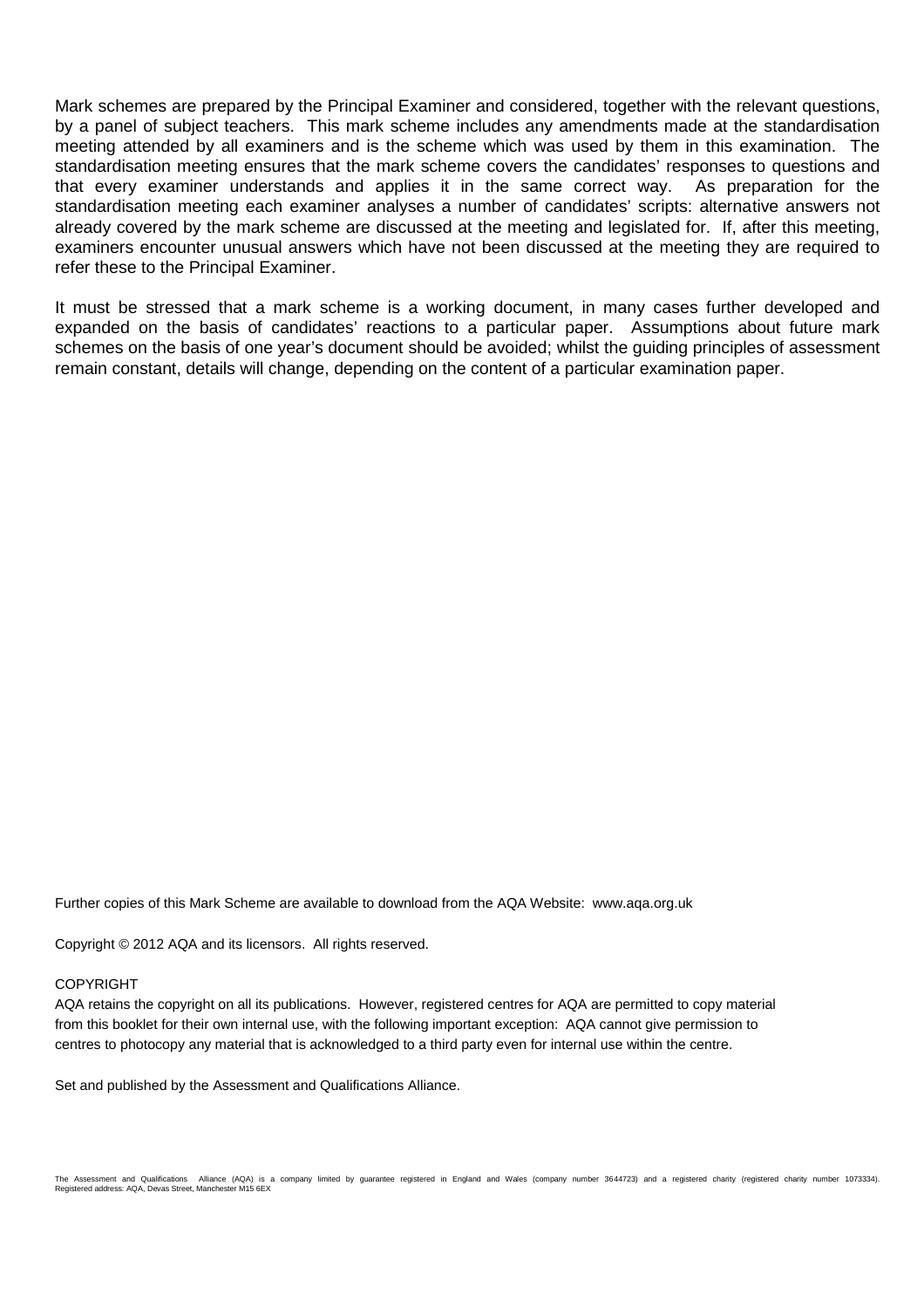Mark schemes are prepared by the Principal Examiner and considered, together with the relevant questions, by a panel of subject teachers. This mark scheme includes any amendments made at the standardisation meeting attended by all examiners and is the scheme which was used by them in this examination. The standardisation meeting ensures that the mark scheme covers the candidates' responses to questions and that every examiner understands and applies it in the same correct way. As preparation for the standardisation meeting each examiner analyses a number of candidates' scripts: alternative answers not already covered by the mark scheme are discussed at the meeting and legislated for. If, after this meeting, examiners encounter unusual answers which have not been discussed at the meeting they are required to refer these to the Principal Examiner.

It must be stressed that a mark scheme is a working document, in many cases further developed and expanded on the basis of candidates' reactions to a particular paper. Assumptions about future mark schemes on the basis of one year's document should be avoided; whilst the guiding principles of assessment remain constant, details will change, depending on the content of a particular examination paper.

Further copies of this Mark Scheme are available to download from the AQA Website: www.aqa.org.uk

Copyright © 2012 AQA and its licensors. All rights reserved.

COPYRIGHT

AQA retains the copyright on all its publications. However, registered centres for AQA are permitted to copy material from this booklet for their own internal use, with the following important exception: AQA cannot give permission to centres to photocopy any material that is acknowledged to a third party even for internal use within the centre.

Set and published by the Assessment and Qualifications Alliance.

The Assessment and Qualifications Alliance (AQA) is a company limited by guarantee registered in England and Wales (company number 3644723) and a registered charity (registered charity number 1073334). Registered address: AQA, Devas Street, Manchester M15 6EX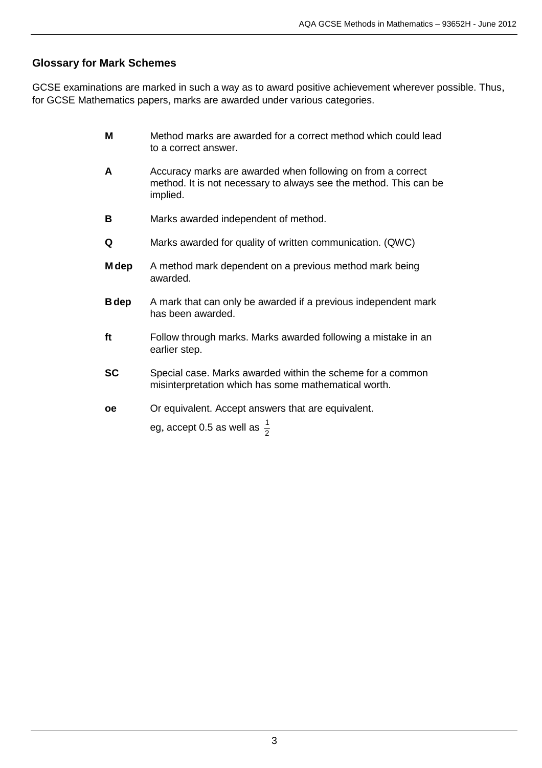## Glossary for Mark Schemes

GCSE examinations are marked in such a way as to award positive achievement wherever possible. Thus, for GCSE Mathematics papers, marks are awarded under various categories.

| | |
|---|---|
| **M** | Method marks are awarded for a correct method which could lead to a correct answer. |
| **A** | Accuracy marks are awarded when following on from a correct method. It is not necessary to always see the method. This can be implied. |
| **B** | Marks awarded independent of method. |
| **Q** | Marks awarded for quality of written communication. (QWC) |
| **M dep** | A method mark dependent on a previous method mark being awarded. |
| **B dep** | A mark that can only be awarded if a previous independent mark has been awarded. |
| **ft** | Follow through marks. Marks awarded following a mistake in an earlier step. |
| **SC** | Special case. Marks awarded within the scheme for a common misinterpretation which has some mathematical worth. |
| **oe** | Or equivalent. Accept answers that are equivalent. eg, accept 0.5 as well as $\frac{1}{2}$ |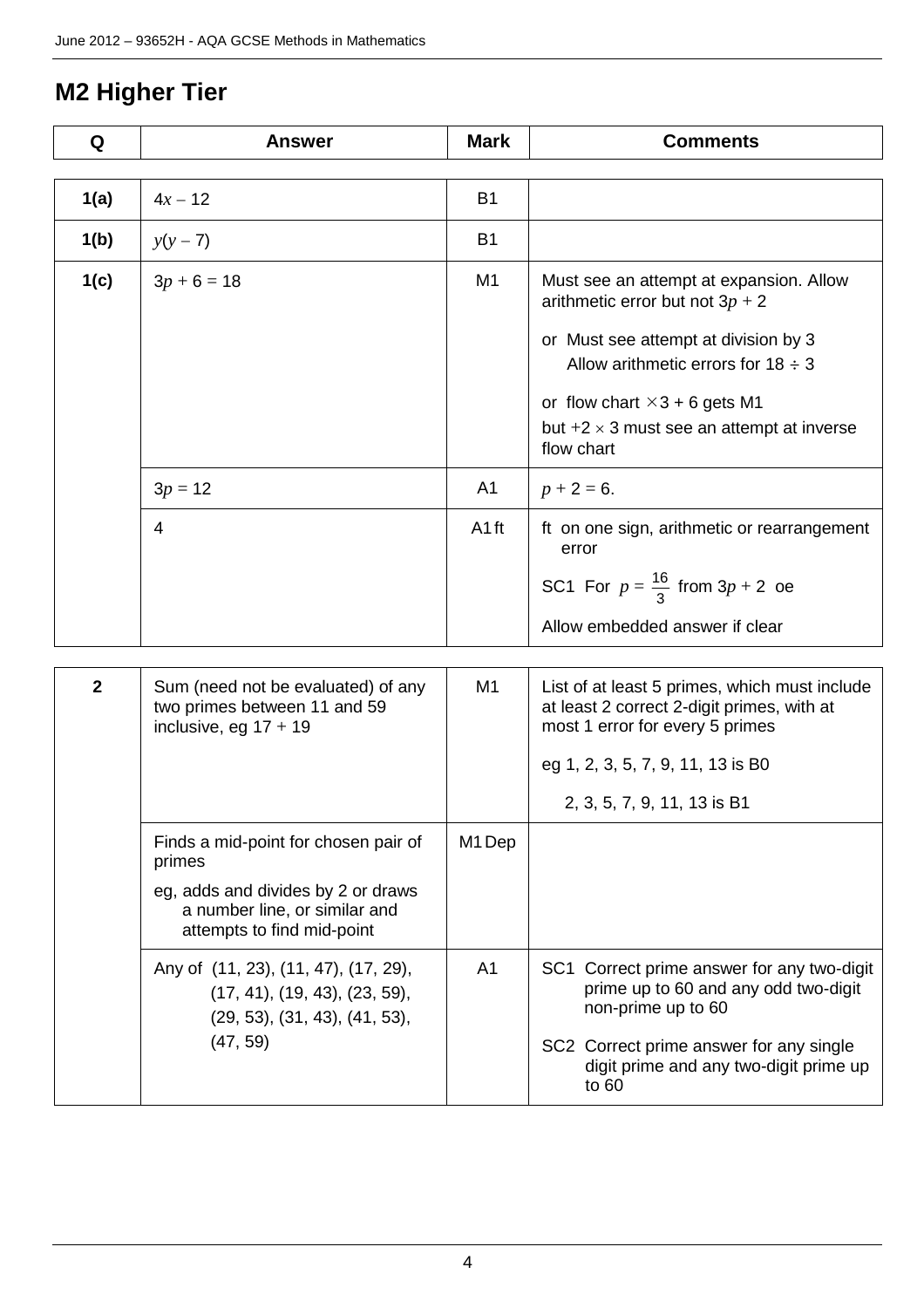## M2 Higher Tier

| Q | Answer | Mark | Comments |
|---|---|---|---|
| 1(a) | $4x - 12$ | B1 | |
| 1(b) | $y(y - 7)$ | B1 | |
| 1(c) | $3p + 6 = 18$ | M1 | Must see an attempt at expansion. Allow arithmetic error but not $3p + 2$<br><br>or Must see attempt at division by 3<br>Allow arithmetic errors for $18 \div 3$<br><br>or flow chart $\times 3 + 6$ gets M1<br>but $+2 \times 3$ must see an attempt at inverse flow chart |
| | $3p = 12$ | A1 | $p + 2 = 6$. |
| | 4 | A1ft | ft on one sign, arithmetic or rearrangement error<br><br>SC1 For $p = \frac{16}{3}$ from $3p + 2$ oe<br><br>Allow embedded answer if clear |
| 2 | Sum (need not be evaluated) of any two primes between 11 and 59 inclusive, eg 17 + 19 | M1 | List of at least 5 primes, which must include at least 2 correct 2-digit primes, with at most 1 error for every 5 primes<br><br>eg 1, 2, 3, 5, 7, 9, 11, 13 is B0<br><br>2, 3, 5, 7, 9, 11, 13 is B1 |
| | Finds a mid-point for chosen pair of primes<br><br>eg, adds and divides by 2 or draws a number line, or similar and attempts to find mid-point | M1 Dep | |
| | Any of (11, 23), (11, 47), (17, 29), (17, 41), (19, 43), (23, 59), (29, 53), (31, 43), (41, 53), (47, 59) | A1 | SC1 Correct prime answer for any two-digit prime up to 60 and any odd two-digit non-prime up to 60<br><br>SC2 Correct prime answer for any single digit prime and any two-digit prime up to 60 |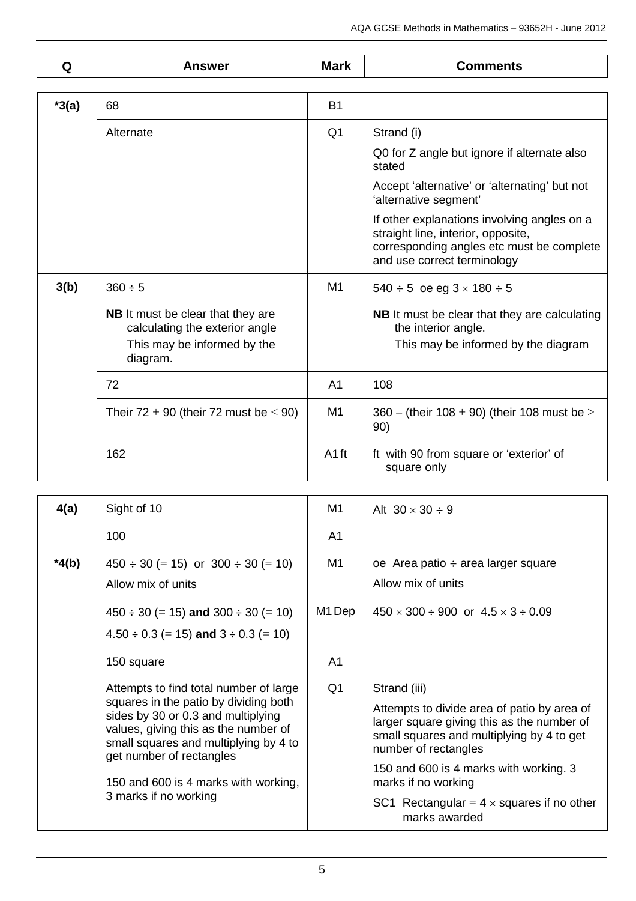| Q | Answer | Mark | Comments |
|---|---|---|---|
| *3(a) | 68 | B1 | |
| | Alternate | Q1 | Strand (i)<br>Q0 for Z angle but ignore if alternate also stated<br>Accept 'alternative' or 'alternating' but not 'alternative segment'<br>If other explanations involving angles on a straight line, interior, opposite, corresponding angles etc must be complete and use correct terminology |
| 3(b) | $360 \div 5$<br>**NB** It must be clear that they are calculating the exterior angle<br>This may be informed by the diagram. | M1 | $540 \div 5$ oe eg $3 \times 180 \div 5$<br>**NB** It must be clear that they are calculating the interior angle.<br>This may be informed by the diagram |
| | 72 | A1 | 108 |
| | Their $72 + 90$ (their 72 must be $< 90$) | M1 | $360 -$ (their $108 + 90$) (their 108 must be $> 90$) |
| | 162 | A1 ft | ft with 90 from square or 'exterior' of square only |
| 4(a) | Sight of 10 | M1 | Alt $30 \times 30 \div 9$ |
| | 100 | A1 | |
| *4(b) | $450 \div 30$ ($= 15$) or $300 \div 30$ ($= 10$)<br>Allow mix of units | M1 | oe Area patio $\div$ area larger square<br>Allow mix of units |
| | $450 \div 30$ ($= 15$) **and** $300 \div 30$ ($= 10$)<br>$4.50 \div 0.3$ ($= 15$) **and** $3 \div 0.3$ ($= 10$) | M1 Dep | $450 \times 300 \div 900$ or $4.5 \times 3 \div 0.09$ |
| | 150 square | A1 | |
| | Attempts to find total number of large squares in the patio by dividing both sides by 30 or 0.3 and multiplying values, giving this as the number of small squares and multiplying by 4 to get number of rectangles<br>150 and 600 is 4 marks with working, 3 marks if no working | Q1 | Strand (iii)<br>Attempts to divide area of patio by area of larger square giving this as the number of small squares and multiplying by 4 to get number of rectangles<br>150 and 600 is 4 marks with working. 3 marks if no working<br>SC1 Rectangular $= 4 \times$ squares if no other marks awarded |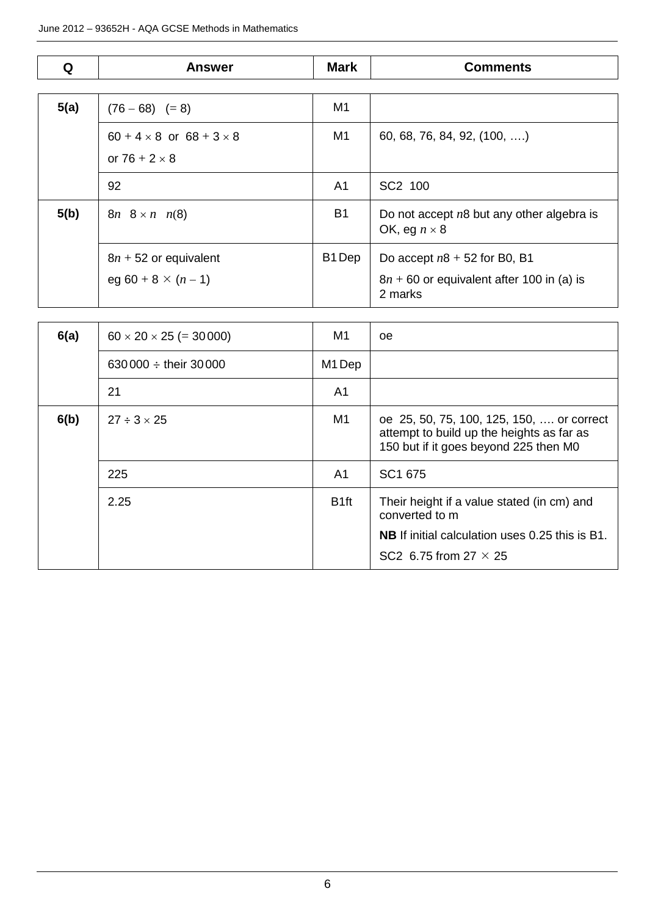| Q | Answer | Mark | Comments |
|---|---|---|---|
| 5(a) | $(76 - 68)$ $(= 8)$ | M1 | |
| | $60 + 4 \times 8$ or $68 + 3 \times 8$ or $76 + 2 \times 8$ | M1 | 60, 68, 76, 84, 92, (100, ….) |
| | 92 | A1 | SC2 100 |
| 5(b) | $8n$ $8 \times n$ $n(8)$ | B1 | Do not accept $n8$ but any other algebra is OK, eg $n \times 8$ |
| | $8n + 52$ or equivalent eg $60 + 8 \times (n - 1)$ | B1 Dep | Do accept $n8 + 52$ for B0, B1<br>$8n + 60$ or equivalent after 100 in (a) is 2 marks |
| 6(a) | $60 \times 20 \times 25$ $(= 30\,000)$ | M1 | oe |
| | $630\,000 \div$ their $30\,000$ | M1 Dep | |
| | 21 | A1 | |
| 6(b) | $27 \div 3 \times 25$ | M1 | oe 25, 50, 75, 100, 125, 150, …. or correct attempt to build up the heights as far as 150 but if it goes beyond 225 then M0 |
| | 225 | A1 | SC1 675 |
| | 2.25 | B1ft | Their height if a value stated (in cm) and converted to m<br>**NB** If initial calculation uses 0.25 this is B1.<br>SC2 6.75 from $27 \times 25$ |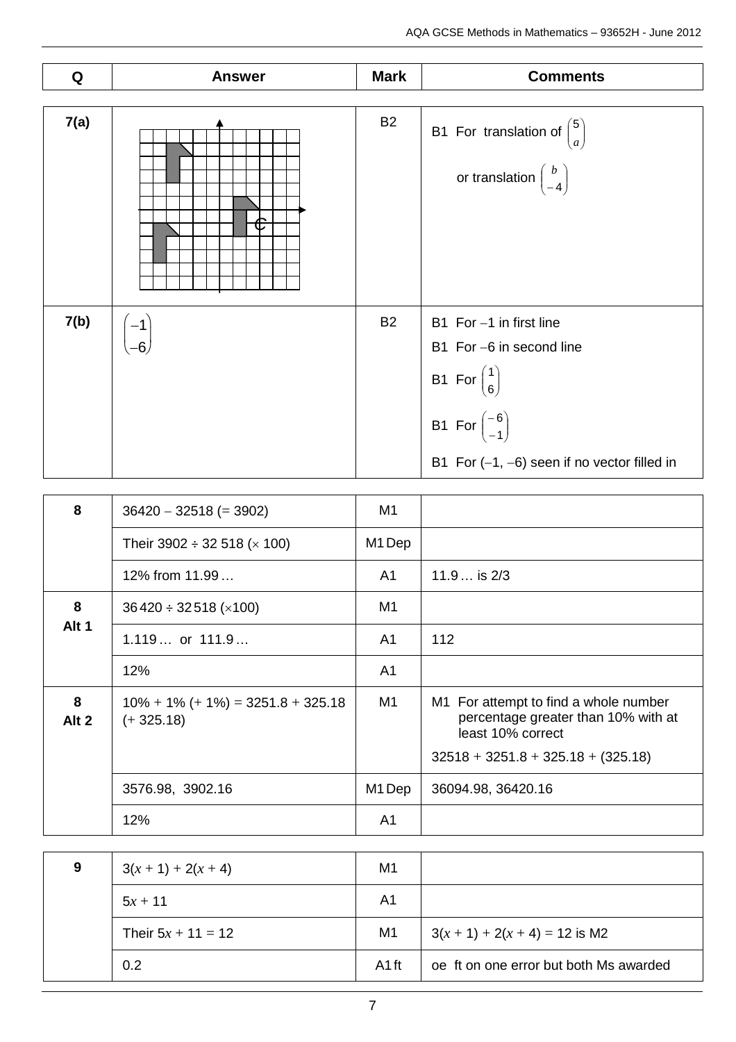| Q | Answer | Mark | Comments |
| --- | --- | --- | --- |
| 7(a) | | B2 | B1 For translation of $\begin{pmatrix} 5 \\ a \end{pmatrix}$ or translation $\begin{pmatrix} b \\ -4 \end{pmatrix}$ |
| 7(b) | $\begin{pmatrix} -1 \\ -6 \end{pmatrix}$ | B2 | B1 For $-1$ in first line<br>B1 For $-6$ in second line<br>B1 For $\begin{pmatrix} 1 \\ 6 \end{pmatrix}$<br>B1 For $\begin{pmatrix} -6 \\ -1 \end{pmatrix}$<br>B1 For $(-1, -6)$ seen if no vector filled in |

| Q | Answer | Mark | Comments |
| --- | --- | --- | --- |
| 8 | $36420 - 32518$ (= 3902) | M1 | |
| | Their $3902 \div 32\,518$ ($\times$ 100) | M1 Dep | |
| | 12% from 11.99 … | A1 | 11.9 … is 2/3 |
| 8 Alt 1 | $36\,420 \div 32\,518$ ($\times$100) | M1 | |
| | 1.119 … or 111.9 … | A1 | 112 |
| | 12% | A1 | |
| 8 Alt 2 | 10% + 1% (+ 1%) = 3251.8 + 325.18 (+ 325.18) | M1 | M1 For attempt to find a whole number percentage greater than 10% with at least 10% correct<br>32518 + 3251.8 + 325.18 + (325.18) |
| | 3576.98, 3902.16 | M1 Dep | 36094.98, 36420.16 |
| | 12% | A1 | |

| Q | Answer | Mark | Comments |
| --- | --- | --- | --- |
| 9 | $3(x + 1) + 2(x + 4)$ | M1 | |
| | $5x + 11$ | A1 | |
| | Their $5x + 11 = 12$ | M1 | $3(x + 1) + 2(x + 4) = 12$ is M2 |
| | 0.2 | A1 ft | oe ft on one error but both Ms awarded |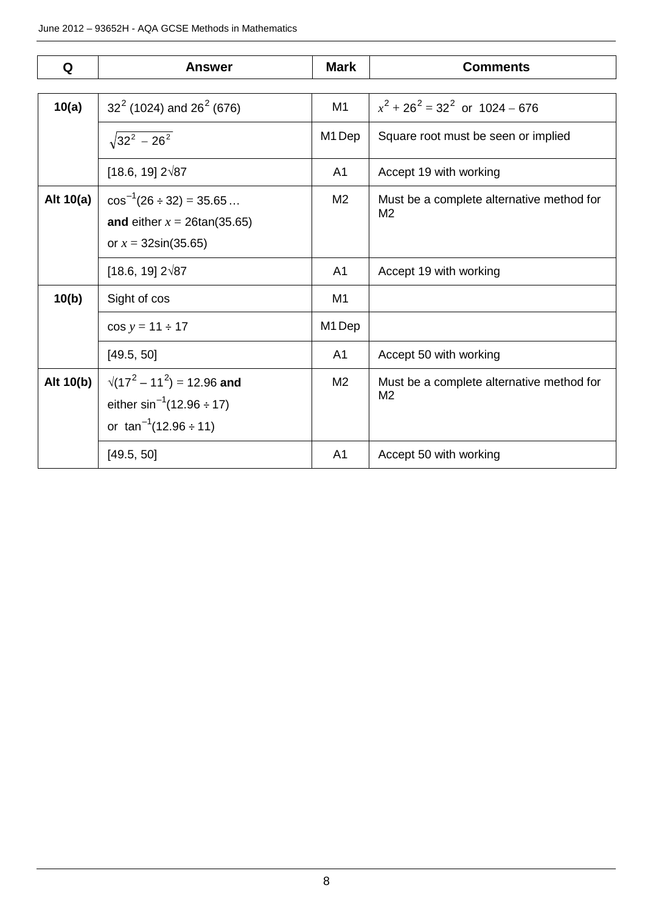| Q | Answer | Mark | Comments |
|---|---|---|---|
| 10(a) | $32^2$ (1024) and $26^2$ (676) | M1 | $x^2 + 26^2 = 32^2$ or $1024 - 676$ |
| | $\sqrt{32^2 - 26^2}$ | M1 Dep | Square root must be seen or implied |
| | [18.6, 19] $2\sqrt{87}$ | A1 | Accept 19 with working |
| Alt 10(a) | $\cos^{-1}(26 \div 32) = 35.65\ldots$ **and** either $x = 26\tan(35.65)$ or $x = 32\sin(35.65)$ | M2 | Must be a complete alternative method for M2 |
| | [18.6, 19] $2\sqrt{87}$ | A1 | Accept 19 with working |
| 10(b) | Sight of cos | M1 | |
| | $\cos y = 11 \div 17$ | M1 Dep | |
| | [49.5, 50] | A1 | Accept 50 with working |
| Alt 10(b) | $\sqrt{(17^2 - 11^2)} = 12.96$ **and** either $\sin^{-1}(12.96 \div 17)$ or $\tan^{-1}(12.96 \div 11)$ | M2 | Must be a complete alternative method for M2 |
| | [49.5, 50] | A1 | Accept 50 with working |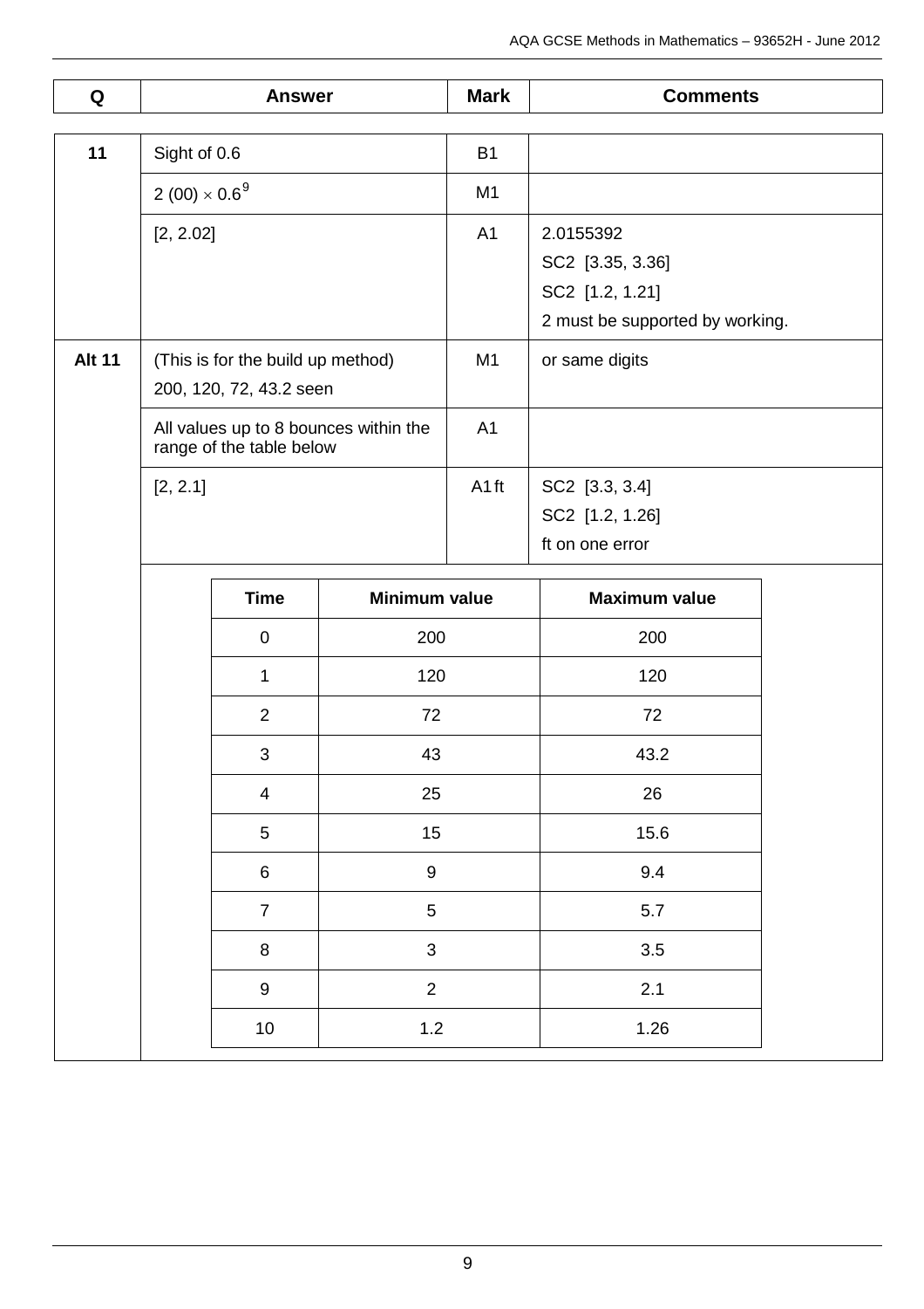| Q | Answer | Mark | Comments |
|---|---|---|---|
| 11 | Sight of 0.6 | B1 | |
| | 2 (00) $\times$ $0.6^9$ | M1 | |
| | [2, 2.02] | A1 | 2.0155392<br>SC2 [3.35, 3.36]<br>SC2 [1.2, 1.21]<br>2 must be supported by working. |
| Alt 11 | (This is for the build up method)<br>200, 120, 72, 43.2 seen | M1 | or same digits |
| | All values up to 8 bounces within the range of the table below | A1 | |
| | [2, 2.1] | A1ft | SC2 [3.3, 3.4]<br>SC2 [1.2, 1.26]<br>ft on one error |

| Time | Minimum value | Maximum value |
|---|---|---|
| 0 | 200 | 200 |
| 1 | 120 | 120 |
| 2 | 72 | 72 |
| 3 | 43 | 43.2 |
| 4 | 25 | 26 |
| 5 | 15 | 15.6 |
| 6 | 9 | 9.4 |
| 7 | 5 | 5.7 |
| 8 | 3 | 3.5 |
| 9 | 2 | 2.1 |
| 10 | 1.2 | 1.26 |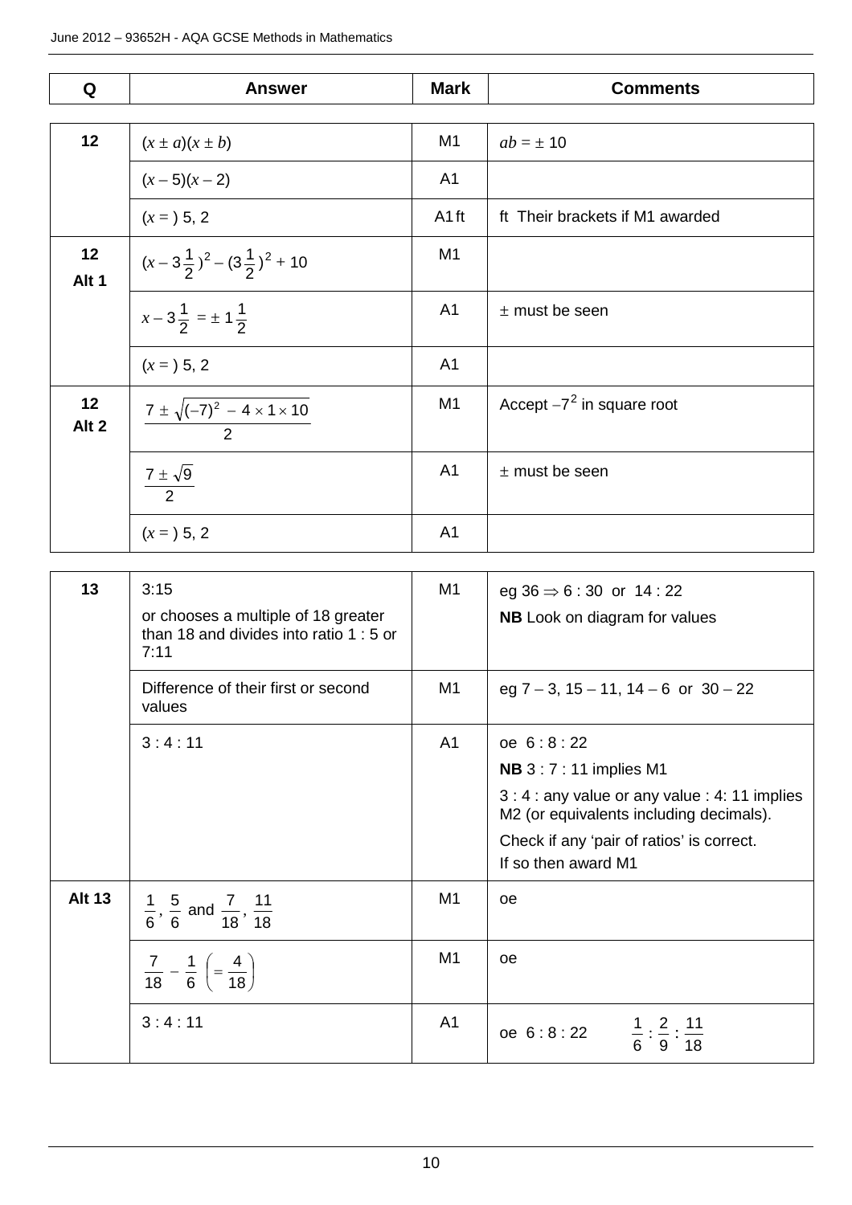| Q | Answer | Mark | Comments |
|---|---|---|---|
| 12 | $(x \pm a)(x \pm b)$ | M1 | $ab = \pm 10$ |
| | $(x - 5)(x - 2)$ | A1 | |
| | $(x = )$ 5, 2 | A1ft | ft Their brackets if M1 awarded |
| 12 Alt 1 | $(x - 3\frac{1}{2})^2 - (3\frac{1}{2})^2 + 10$ | M1 | |
| | $x - 3\frac{1}{2} = \pm 1\frac{1}{2}$ | A1 | $\pm$ must be seen |
| | $(x = )$ 5, 2 | A1 | |
| 12 Alt 2 | $\frac{7 \pm \sqrt{(-7)^2 - 4 \times 1 \times 10}}{2}$ | M1 | Accept $-7^2$ in square root |
| | $\frac{7 \pm \sqrt{9}}{2}$ | A1 | $\pm$ must be seen |
| | $(x = )$ 5, 2 | A1 | |
| 13 | 3:15<br>or chooses a multiple of 18 greater than 18 and divides into ratio 1 : 5 or 7:11 | M1 | eg 36 $\Rightarrow$ 6 : 30 or 14 : 22<br>**NB** Look on diagram for values |
| | Difference of their first or second values | M1 | eg 7 – 3, 15 – 11, 14 – 6 or 30 – 22 |
| | 3 : 4 : 11 | A1 | oe 6 : 8 : 22<br>**NB** 3 : 7 : 11 implies M1<br>3 : 4 : any value or any value : 4: 11 implies M2 (or equivalents including decimals).<br>Check if any 'pair of ratios' is correct.<br>If so then award M1 |
| Alt 13 | $\frac{1}{6}$, $\frac{5}{6}$ and $\frac{7}{18}$, $\frac{11}{18}$ | M1 | oe |
| | $\frac{7}{18} - \frac{1}{6} \left(= \frac{4}{18}\right)$ | M1 | oe |
| | 3 : 4 : 11 | A1 | oe 6 : 8 : 22 $\quad \frac{1}{6} : \frac{2}{9} : \frac{11}{18}$ |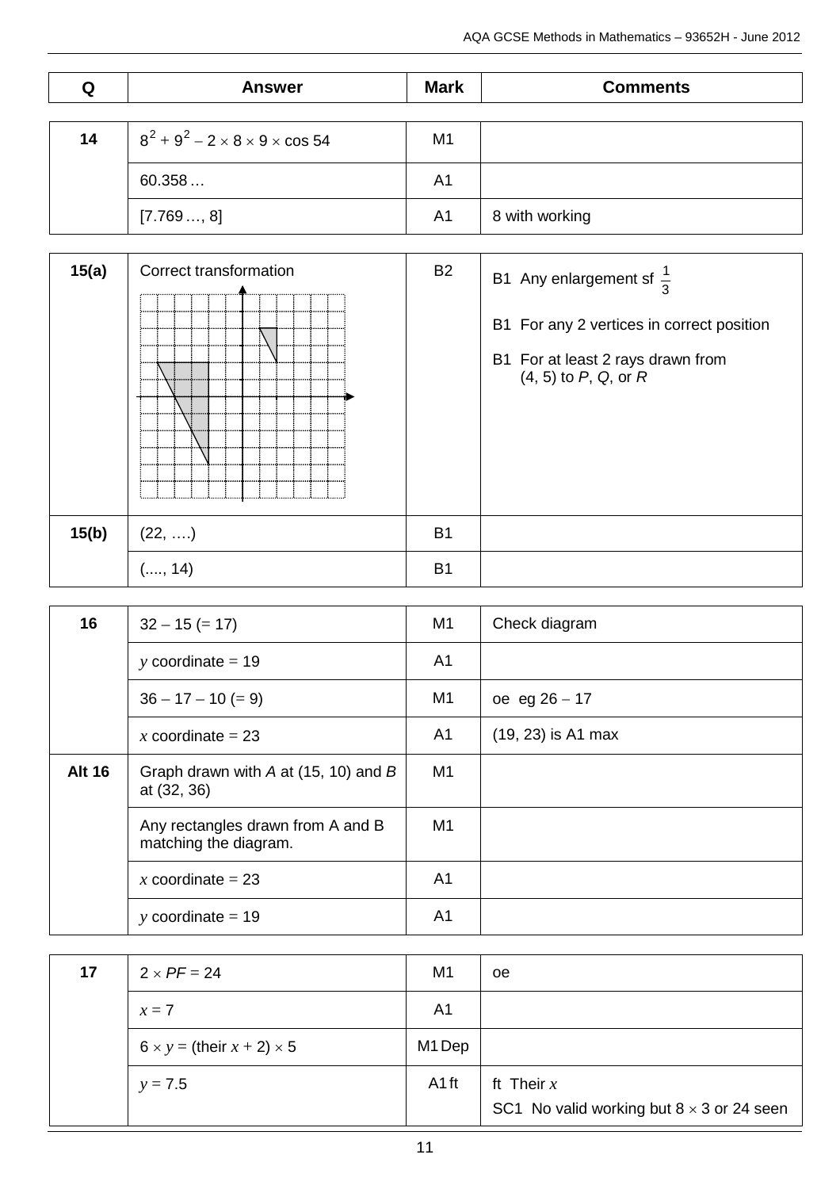| Q | Answer | Mark | Comments |
|---|---|---|---|
| 14 | $8^2 + 9^2 - 2 \times 8 \times 9 \times \cos 54$ | M1 | |
| | 60.358 … | A1 | |
| | [7.769 …, 8] | A1 | 8 with working |
| 15(a) | Correct transformation | B2 | B1 Any enlargement sf $\frac{1}{3}$<br>B1 For any 2 vertices in correct position<br>B1 For at least 2 rays drawn from (4, 5) to *P*, *Q*, or *R* |
| 15(b) | (22, ….) | B1 | |
| | (...., 14) | B1 | |
| 16 | 32 – 15 (= 17) | M1 | Check diagram |
| | $y$ coordinate = 19 | A1 | |
| | 36 – 17 – 10 (= 9) | M1 | oe eg 26 – 17 |
| | $x$ coordinate = 23 | A1 | (19, 23) is A1 max |
| Alt 16 | Graph drawn with *A* at (15, 10) and *B* at (32, 36) | M1 | |
| | Any rectangles drawn from A and B matching the diagram. | M1 | |
| | $x$ coordinate = 23 | A1 | |
| | $y$ coordinate = 19 | A1 | |
| 17 | $2 \times PF = 24$ | M1 | oe |
| | $x = 7$ | A1 | |
| | $6 \times y =$ (their $x + 2$) $\times 5$ | M1 Dep | |
| | $y = 7.5$ | A1 ft | ft Their $x$<br>SC1 No valid working but $8 \times 3$ or 24 seen |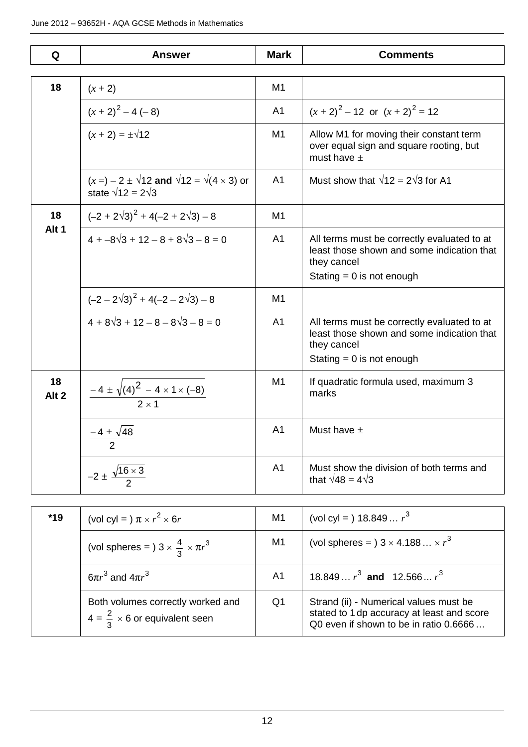| Q | Answer | Mark | Comments |
|---|---|---|---|
| 18 | $(x + 2)$ | M1 | |
| | $(x + 2)^2 - 4\ (-8)$ | A1 | $(x + 2)^2 - 12$ or $(x + 2)^2 = 12$ |
| | $(x + 2) = \pm\sqrt{12}$ | M1 | Allow M1 for moving their constant term over equal sign and square rooting, but must have $\pm$ |
| | $(x =) -2 \pm \sqrt{12}$ **and** $\sqrt{12} = \sqrt{(4 \times 3)}$ or state $\sqrt{12} = 2\sqrt{3}$ | A1 | Must show that $\sqrt{12} = 2\sqrt{3}$ for A1 |
| 18 Alt 1 | $(-2 + 2\sqrt{3})^2 + 4(-2 + 2\sqrt{3}) - 8$ | M1 | |
| | $4 + -8\sqrt{3} + 12 - 8 + 8\sqrt{3} - 8 = 0$ | A1 | All terms must be correctly evaluated to at least those shown and some indication that they cancel<br>Stating = 0 is not enough |
| | $(-2 - 2\sqrt{3})^2 + 4(-2 - 2\sqrt{3}) - 8$ | M1 | |
| | $4 + 8\sqrt{3} + 12 - 8 - 8\sqrt{3} - 8 = 0$ | A1 | All terms must be correctly evaluated to at least those shown and some indication that they cancel<br>Stating = 0 is not enough |
| 18 Alt 2 | $\dfrac{-4 \pm \sqrt{(4)^2 - 4 \times 1 \times (-8)}}{2 \times 1}$ | M1 | If quadratic formula used, maximum 3 marks |
| | $\dfrac{-4 \pm \sqrt{48}}{2}$ | A1 | Must have $\pm$ |
| | $-2 \pm \dfrac{\sqrt{16 \times 3}}{2}$ | A1 | Must show the division of both terms and that $\sqrt{48} = 4\sqrt{3}$ |

| Q | Answer | Mark | Comments |
|---|---|---|---|
| *19 | (vol cyl = ) $\pi \times r^2 \times 6r$ | M1 | (vol cyl = ) $18.849 \ldots r^3$ |
| | (vol spheres = ) $3 \times \frac{4}{3} \times \pi r^3$ | M1 | (vol spheres = ) $3 \times 4.188 \ldots \times r^3$ |
| | $6\pi r^3$ and $4\pi r^3$ | A1 | $18.849 \ldots r^3$ **and** $12.566 \ldots r^3$ |
| | Both volumes correctly worked and $4 = \frac{2}{3} \times 6$ or equivalent seen | Q1 | Strand (ii) - Numerical values must be stated to 1 dp accuracy at least and score Q0 even if shown to be in ratio 0.6666 … |